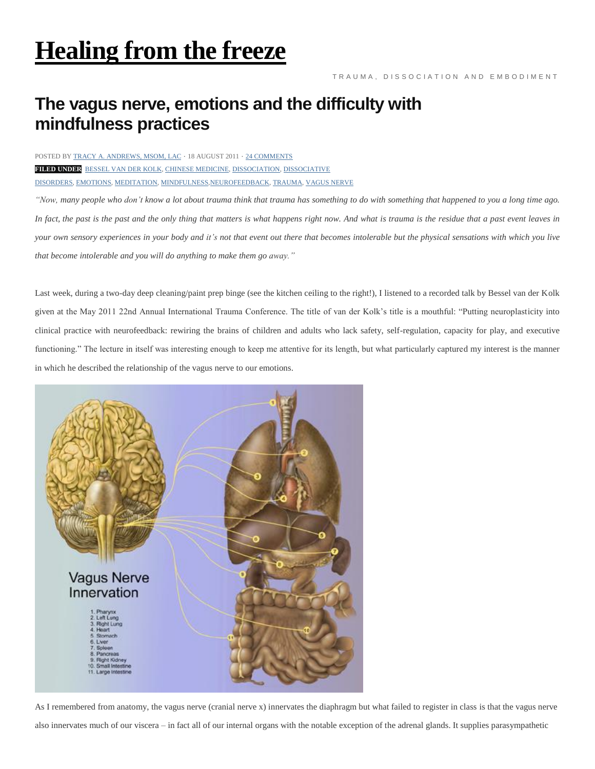# Healing from the freeze

TRAUMA, DISSOCIATION AND EMBODIMENT

## The vagus nerve, emotions and the difficulty with mindfulness practices

POSTED BY TRACY A. ANDREWS, MSOM, LAC · 18 AUGUST 2011 · 24 COMMENTS

**FILED UNDER** BESSEL VAN DER KOLK, CHINESE MEDICINE, DISSOCIATION, DISSOCIATIVE DISORDERS, EMOTIONS, MEDITATION, MINDFULNESS, NEUROFEEDBACK, TRAUMA, VAGUS NERVE

*"Now, many people who don't know a lot about trauma think that trauma has something to do with something that happened to you a long time ago. In fact, the past is the past and the only thing that matters is what happens right now. And what is trauma is the residue that a past event leaves in your own sensory experiences in your body and it's not that event out there that becomes intolerable but the physical sensations with which you live that become intolerable and you will do anything to make them go away."*

Last week, during a two-day deep cleaning/paint prep binge (see the kitchen ceiling to the right!), I listened to a recorded talk by Bessel van der Kolk given at the May 2011 22nd Annual International Trauma Conference. The title of van der Kolk's title is a mouthful: "Putting neuroplasticity into clinical practice with neurofeedback: rewiring the brains of children and adults who lack safety, self-regulation, capacity for play, and executive functioning." The lecture in itself was interesting enough to keep me attentive for its length, but what particularly captured my interest is the manner in which he described the relationship of the vagus nerve to our emotions.

Vagus Nerve Innervation

1. Pharynx
2. Left Lung
3. Right Lung
4. Heart
5. Stomach
6. Liver
7. Spleen
8. Pancreas
9. Right Kidney
10. Small Intestine
11. Large Intestine

As I remembered from anatomy, the vagus nerve (cranial nerve x) innervates the diaphragm but what failed to register in class is that the vagus nerve also innervates much of our viscera – in fact all of our internal organs with the notable exception of the adrenal glands. It supplies parasympathetic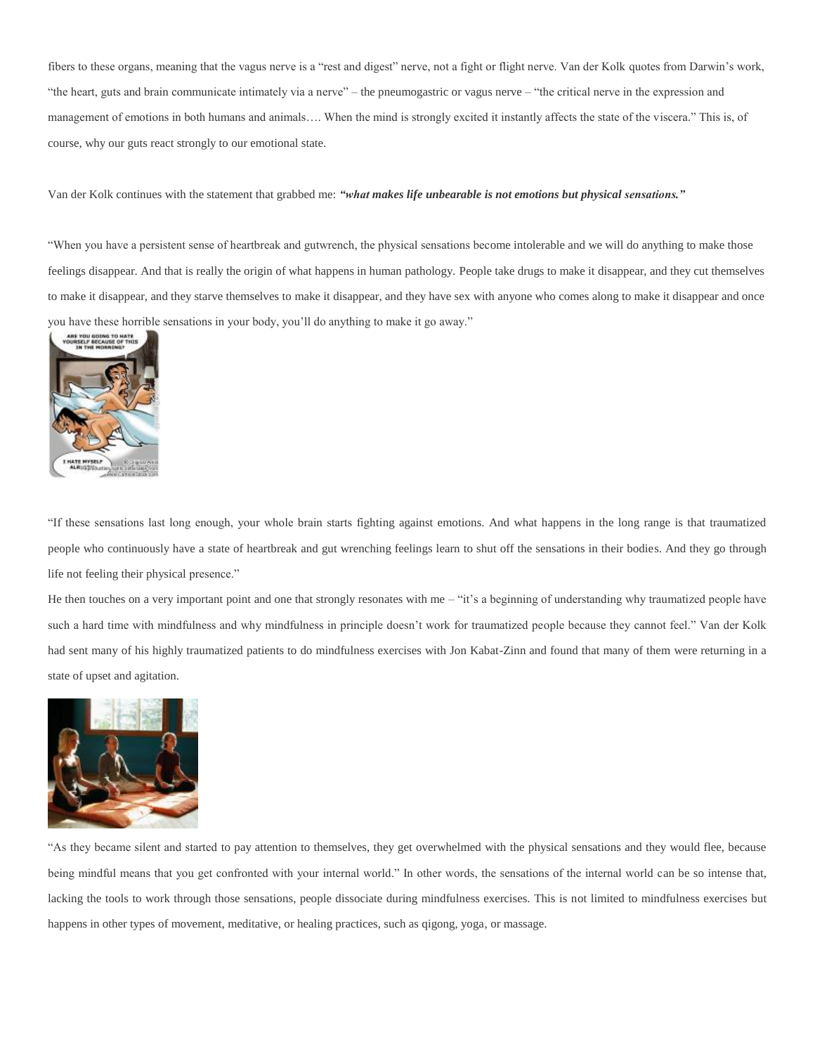fibers to these organs, meaning that the vagus nerve is a "rest and digest" nerve, not a fight or flight nerve. Van der Kolk quotes from Darwin's work, "the heart, guts and brain communicate intimately via a nerve" – the pneumogastric or vagus nerve – "the critical nerve in the expression and management of emotions in both humans and animals…. When the mind is strongly excited it instantly affects the state of the viscera." This is, of course, why our guts react strongly to our emotional state.

Van der Kolk continues with the statement that grabbed me: ***"what makes life unbearable is not emotions but physical sensations."***

"When you have a persistent sense of heartbreak and gutwrench, the physical sensations become intolerable and we will do anything to make those feelings disappear. And that is really the origin of what happens in human pathology. People take drugs to make it disappear, and they cut themselves to make it disappear, and they starve themselves to make it disappear, and they have sex with anyone who comes along to make it disappear and once you have these horrible sensations in your body, you'll do anything to make it go away."

"If these sensations last long enough, your whole brain starts fighting against emotions. And what happens in the long range is that traumatized people who continuously have a state of heartbreak and gut wrenching feelings learn to shut off the sensations in their bodies. And they go through life not feeling their physical presence."

He then touches on a very important point and one that strongly resonates with me – "it's a beginning of understanding why traumatized people have such a hard time with mindfulness and why mindfulness in principle doesn't work for traumatized people because they cannot feel." Van der Kolk had sent many of his highly traumatized patients to do mindfulness exercises with Jon Kabat-Zinn and found that many of them were returning in a state of upset and agitation.

"As they became silent and started to pay attention to themselves, they get overwhelmed with the physical sensations and they would flee, because being mindful means that you get confronted with your internal world." In other words, the sensations of the internal world can be so intense that, lacking the tools to work through those sensations, people dissociate during mindfulness exercises. This is not limited to mindfulness exercises but happens in other types of movement, meditative, or healing practices, such as qigong, yoga, or massage.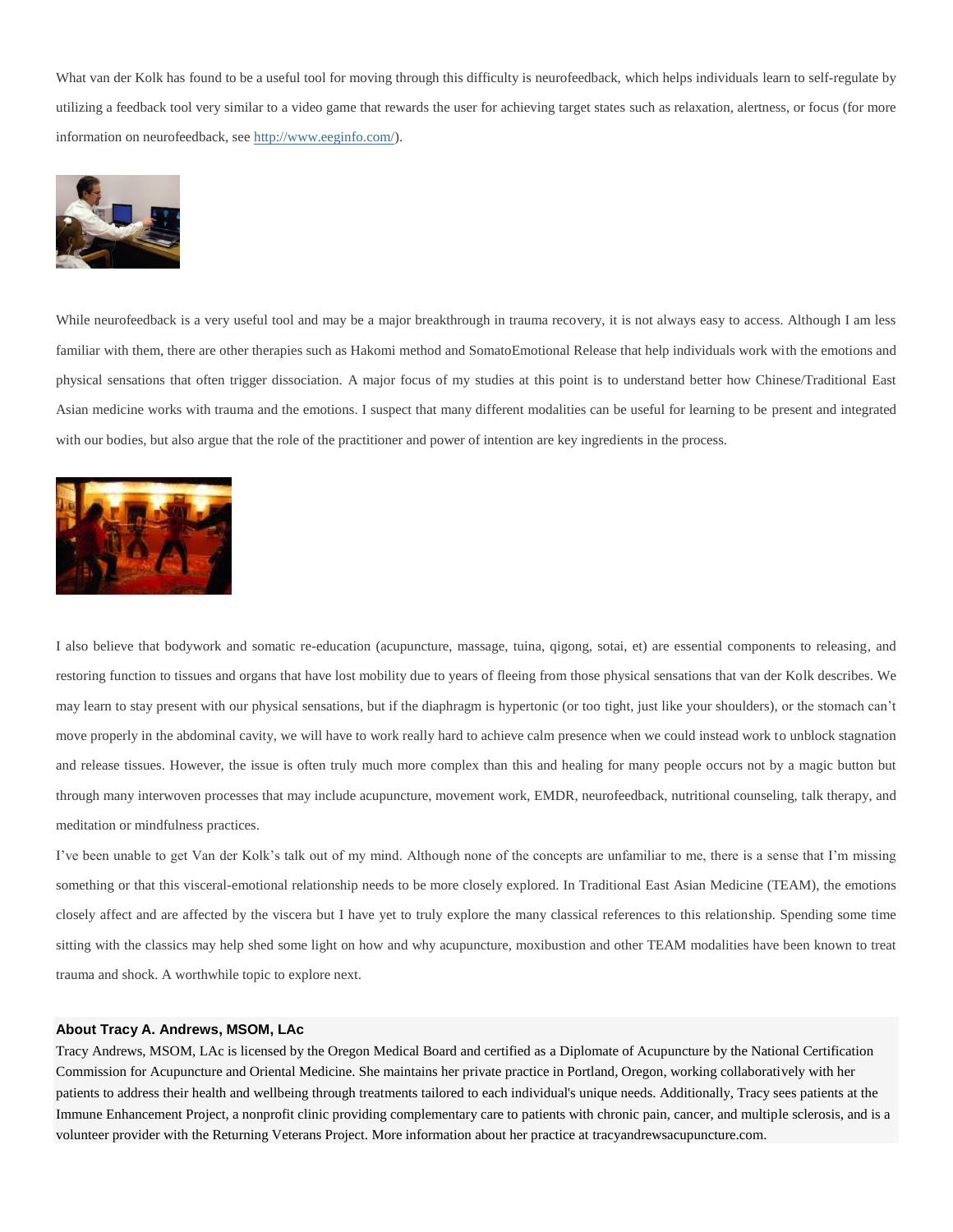What van der Kolk has found to be a useful tool for moving through this difficulty is neurofeedback, which helps individuals learn to self-regulate by utilizing a feedback tool very similar to a video game that rewards the user for achieving target states such as relaxation, alertness, or focus (for more information on neurofeedback, see http://www.eeginfo.com/).

While neurofeedback is a very useful tool and may be a major breakthrough in trauma recovery, it is not always easy to access. Although I am less familiar with them, there are other therapies such as Hakomi method and SomatoEmotional Release that help individuals work with the emotions and physical sensations that often trigger dissociation. A major focus of my studies at this point is to understand better how Chinese/Traditional East Asian medicine works with trauma and the emotions. I suspect that many different modalities can be useful for learning to be present and integrated with our bodies, but also argue that the role of the practitioner and power of intention are key ingredients in the process.

I also believe that bodywork and somatic re-education (acupuncture, massage, tuina, qigong, sotai, et) are essential components to releasing, and restoring function to tissues and organs that have lost mobility due to years of fleeing from those physical sensations that van der Kolk describes. We may learn to stay present with our physical sensations, but if the diaphragm is hypertonic (or too tight, just like your shoulders), or the stomach can't move properly in the abdominal cavity, we will have to work really hard to achieve calm presence when we could instead work to unblock stagnation and release tissues. However, the issue is often truly much more complex than this and healing for many people occurs not by a magic button but through many interwoven processes that may include acupuncture, movement work, EMDR, neurofeedback, nutritional counseling, talk therapy, and meditation or mindfulness practices.

I've been unable to get Van der Kolk's talk out of my mind. Although none of the concepts are unfamiliar to me, there is a sense that I'm missing something or that this visceral-emotional relationship needs to be more closely explored. In Traditional East Asian Medicine (TEAM), the emotions closely affect and are affected by the viscera but I have yet to truly explore the many classical references to this relationship. Spending some time sitting with the classics may help shed some light on how and why acupuncture, moxibustion and other TEAM modalities have been known to treat trauma and shock. A worthwhile topic to explore next.

**About Tracy A. Andrews, MSOM, LAc**

Tracy Andrews, MSOM, LAc is licensed by the Oregon Medical Board and certified as a Diplomate of Acupuncture by the National Certification Commission for Acupuncture and Oriental Medicine. She maintains her private practice in Portland, Oregon, working collaboratively with her patients to address their health and wellbeing through treatments tailored to each individual's unique needs. Additionally, Tracy sees patients at the Immune Enhancement Project, a nonprofit clinic providing complementary care to patients with chronic pain, cancer, and multiple sclerosis, and is a volunteer provider with the Returning Veterans Project. More information about her practice at tracyandrewsacupuncture.com.